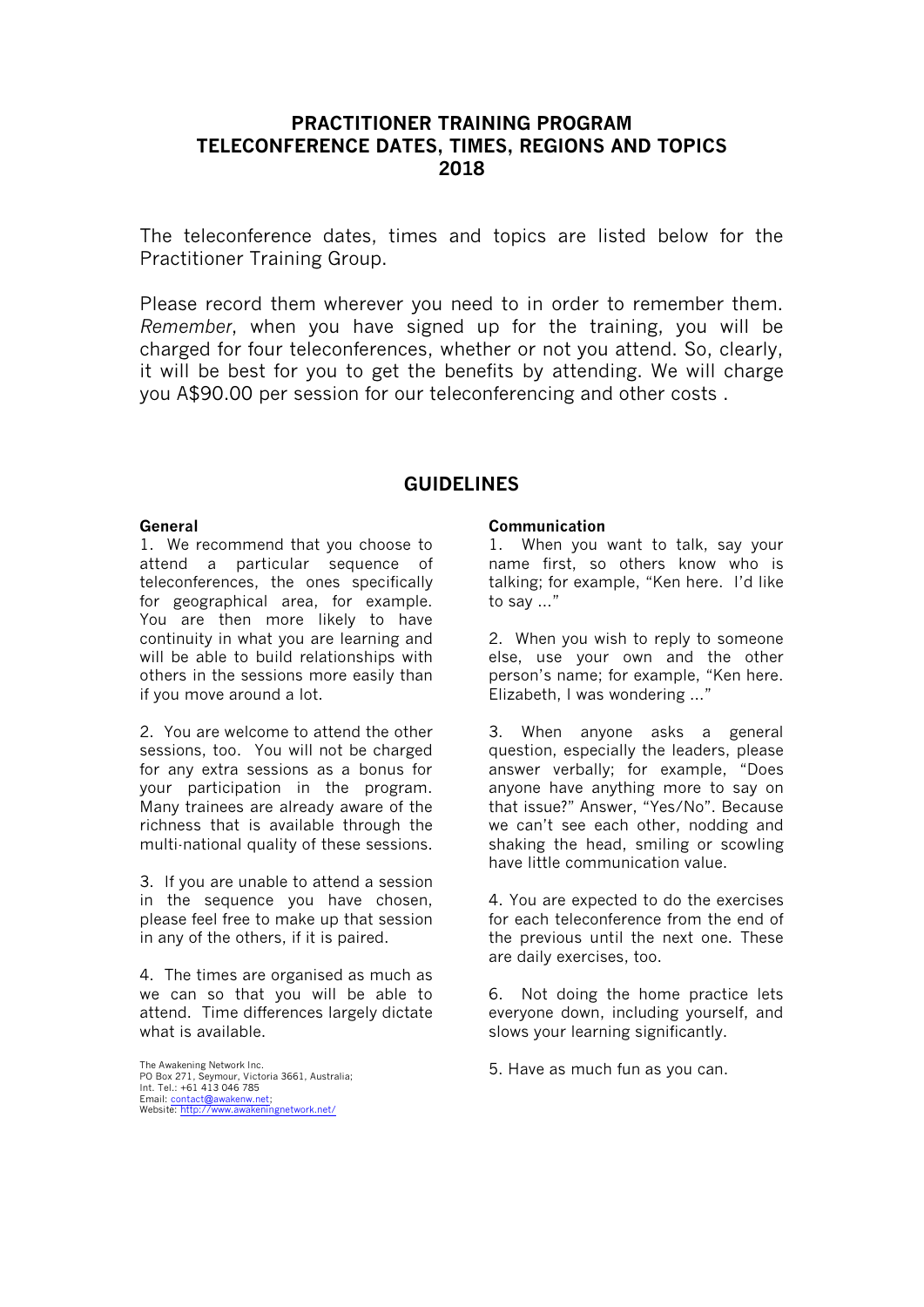# PRACTITIONER TRAINING PROGRAM
# TELECONFERENCE DATES, TIMES, REGIONS AND TOPICS
# 2018

The teleconference dates, times and topics are listed below for the Practitioner Training Group.

Please record them wherever you need to in order to remember them. *Remember*, when you have signed up for the training, you will be charged for four teleconferences, whether or not you attend. So, clearly, it will be best for you to get the benefits by attending. We will charge you A$90.00 per session for our teleconferencing and other costs .

## GUIDELINES

### General

1. We recommend that you choose to attend a particular sequence of teleconferences, the ones specifically for geographical area, for example. You are then more likely to have continuity in what you are learning and will be able to build relationships with others in the sessions more easily than if you move around a lot.

2. You are welcome to attend the other sessions, too. You will not be charged for any extra sessions as a bonus for your participation in the program. Many trainees are already aware of the richness that is available through the multi-national quality of these sessions.

3. If you are unable to attend a session in the sequence you have chosen, please feel free to make up that session in any of the others, if it is paired.

4. The times are organised as much as we can so that you will be able to attend. Time differences largely dictate what is available.

### Communication

1. When you want to talk, say your name first, so others know who is talking; for example, "Ken here. I'd like to say ..."

2. When you wish to reply to someone else, use your own and the other person's name; for example, "Ken here. Elizabeth, I was wondering ..."

3. When anyone asks a general question, especially the leaders, please answer verbally; for example, "Does anyone have anything more to say on that issue?" Answer, "Yes/No". Because we can't see each other, nodding and shaking the head, smiling or scowling have little communication value.

4. You are expected to do the exercises for each teleconference from the end of the previous until the next one. These are daily exercises, too.

6. Not doing the home practice lets everyone down, including yourself, and slows your learning significantly.

5. Have as much fun as you can.

The Awakening Network Inc.
PO Box 271, Seymour, Victoria 3661, Australia;
Int. Tel.: +61 413 046 785
Email: contact@awakenw.net;
Website: http://www.awakeningnetwork.net/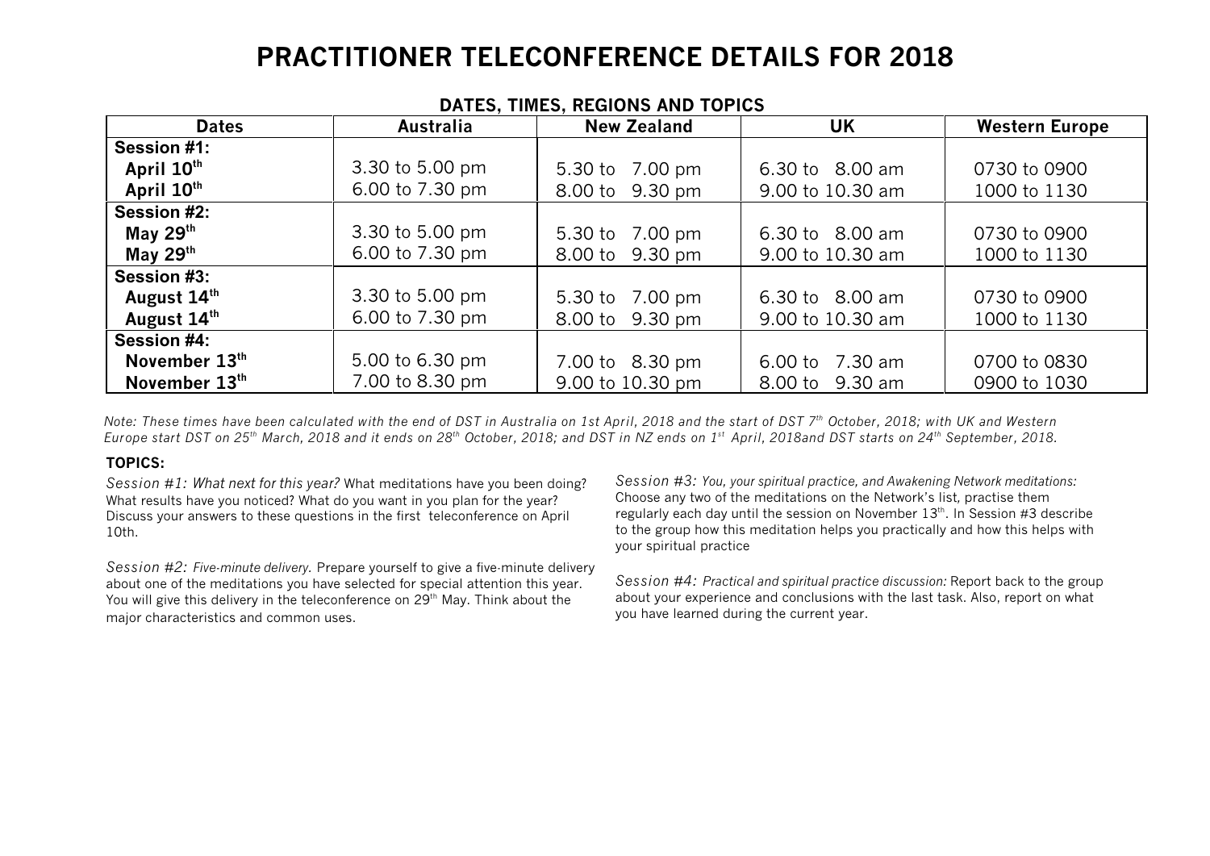# PRACTITIONER TELECONFERENCE DETAILS FOR 2018

## DATES, TIMES, REGIONS AND TOPICS

| Dates | Australia | New Zealand | UK | Western Europe |
|---|---|---|---|---|
| **Session #1:** | | | | |
| **April 10th** | 3.30 to 5.00 pm | 5.30 to 7.00 pm | 6.30 to 8.00 am | 0730 to 0900 |
| **April 10th** | 6.00 to 7.30 pm | 8.00 to 9.30 pm | 9.00 to 10.30 am | 1000 to 1130 |
| **Session #2:** | | | | |
| **May 29th** | 3.30 to 5.00 pm | 5.30 to 7.00 pm | 6.30 to 8.00 am | 0730 to 0900 |
| **May 29th** | 6.00 to 7.30 pm | 8.00 to 9.30 pm | 9.00 to 10.30 am | 1000 to 1130 |
| **Session #3:** | | | | |
| **August 14th** | 3.30 to 5.00 pm | 5.30 to 7.00 pm | 6.30 to 8.00 am | 0730 to 0900 |
| **August 14th** | 6.00 to 7.30 pm | 8.00 to 9.30 pm | 9.00 to 10.30 am | 1000 to 1130 |
| **Session #4:** | | | | |
| **November 13th** | 5.00 to 6.30 pm | 7.00 to 8.30 pm | 6.00 to 7.30 am | 0700 to 0830 |
| **November 13th** | 7.00 to 8.30 pm | 9.00 to 10.30 pm | 8.00 to 9.30 am | 0900 to 1030 |

*Note: These times have been calculated with the end of DST in Australia on 1st April, 2018 and the start of DST 7th October, 2018; with UK and Western Europe start DST on 25th March, 2018 and it ends on 28th October, 2018; and DST in NZ ends on 1st April, 2018and DST starts on 24th September, 2018.*

### TOPICS:

*Session #1: What next for this year?* What meditations have you been doing? What results have you noticed? What do you want in you plan for the year? Discuss your answers to these questions in the first teleconference on April 10th.

*Session #2: Five-minute delivery.* Prepare yourself to give a five-minute delivery about one of the meditations you have selected for special attention this year. You will give this delivery in the teleconference on 29th May. Think about the major characteristics and common uses.

*Session #3: You, your spiritual practice, and Awakening Network meditations:* Choose any two of the meditations on the Network's list, practise them regularly each day until the session on November 13th. In Session #3 describe to the group how this meditation helps you practically and how this helps with your spiritual practice

*Session #4: Practical and spiritual practice discussion:* Report back to the group about your experience and conclusions with the last task. Also, report on what you have learned during the current year.